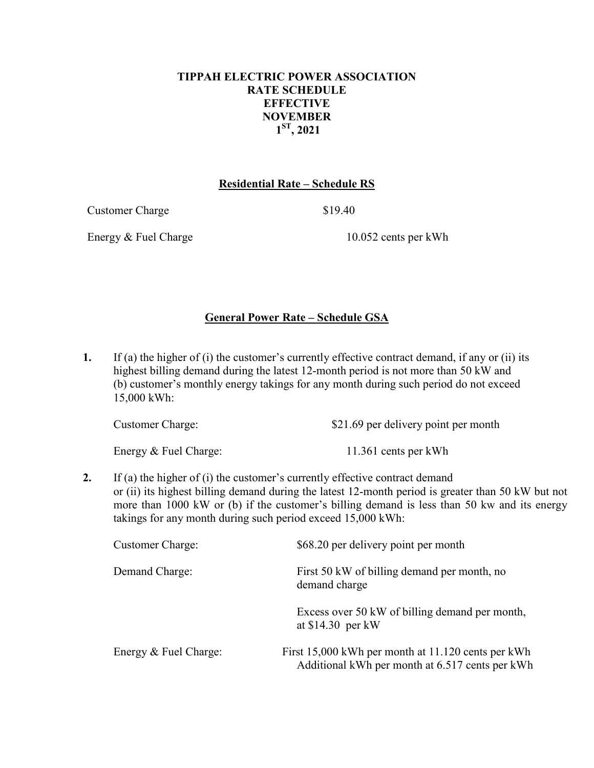# TIPPAH ELECTRIC POWER ASSOCIATION RATE SCHEDULE EFFECTIVE NOVEMBER 1ST, 2021

## Residential Rate – Schedule RS

| | |
|---|---|
| Customer Charge | $19.40 |
| Energy & Fuel Charge | 10.052 cents per kWh |

## General Power Rate – Schedule GSA

**1.** If (a) the higher of (i) the customer's currently effective contract demand, if any or (ii) its highest billing demand during the latest 12-month period is not more than 50 kW and (b) customer's monthly energy takings for any month during such period do not exceed 15,000 kWh:

| | |
|---|---|
| Customer Charge: | $21.69 per delivery point per month |
| Energy & Fuel Charge: | 11.361 cents per kWh |

**2.** If (a) the higher of (i) the customer's currently effective contract demand or (ii) its highest billing demand during the latest 12-month period is greater than 50 kW but not more than 1000 kW or (b) if the customer's billing demand is less than 50 kw and its energy takings for any month during such period exceed 15,000 kWh:

| | |
|---|---|
| Customer Charge: | $68.20 per delivery point per month |
| Demand Charge: | First 50 kW of billing demand per month, no demand charge |
| | Excess over 50 kW of billing demand per month, at $14.30 per kW |
| Energy & Fuel Charge: | First 15,000 kWh per month at 11.120 cents per kWh<br>Additional kWh per month at 6.517 cents per kWh |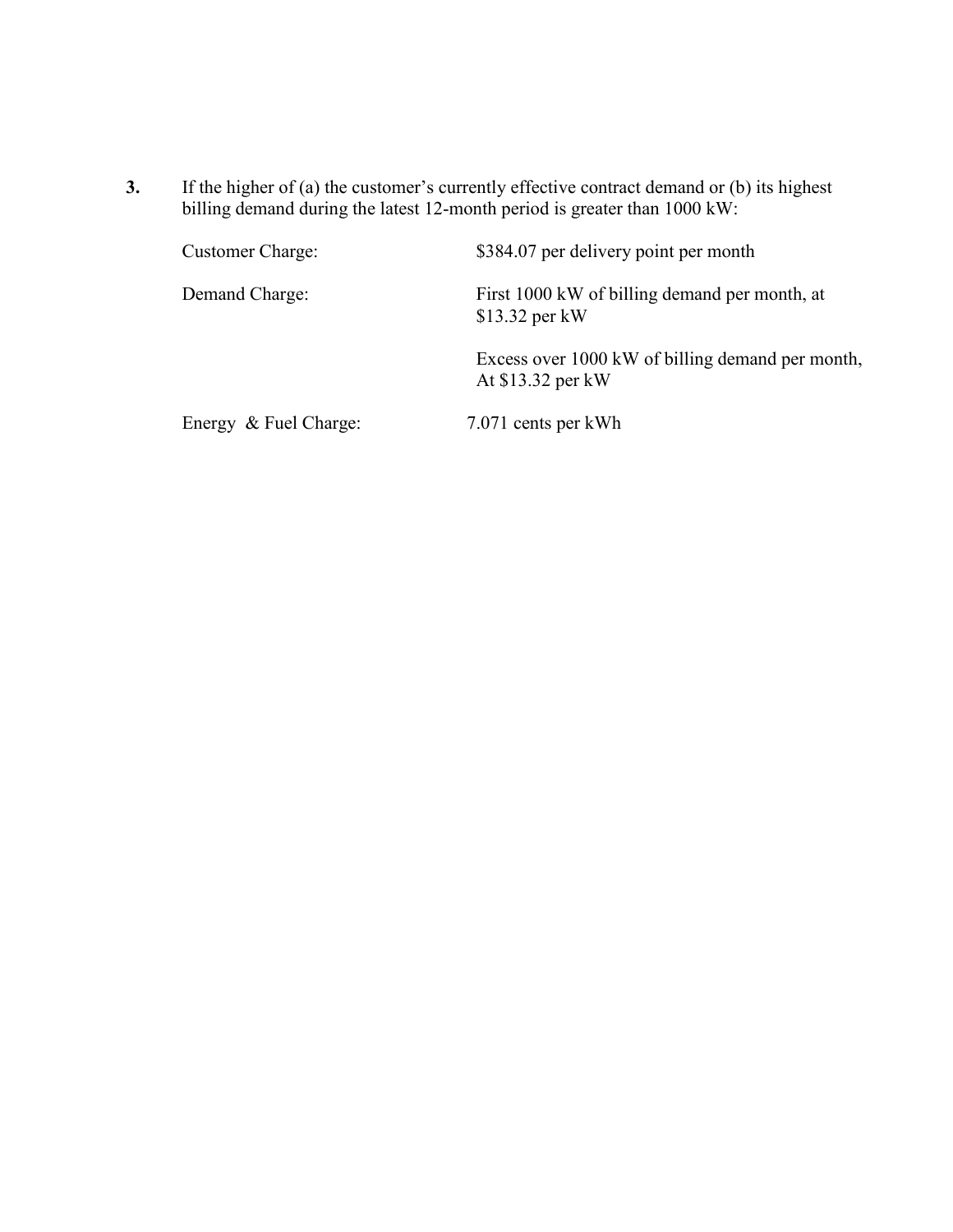**3.** If the higher of (a) the customer's currently effective contract demand or (b) its highest billing demand during the latest 12-month period is greater than 1000 kW:

| | |
|---|---|
| Customer Charge: | $384.07 per delivery point per month |
| Demand Charge: | First 1000 kW of billing demand per month, at $13.32 per kW |
| | Excess over 1000 kW of billing demand per month, At $13.32 per kW |
| Energy & Fuel Charge: | 7.071 cents per kWh |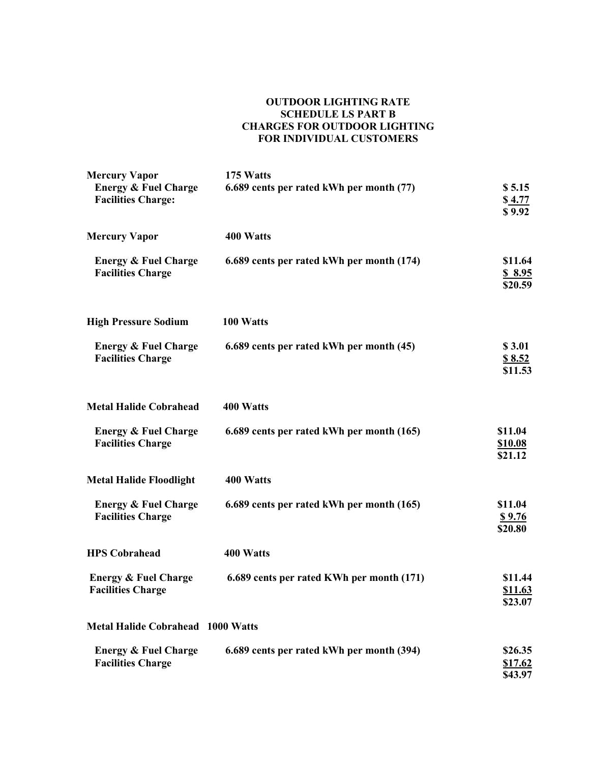# OUTDOOR LIGHTING RATE
## SCHEDULE LS PART B
## CHARGES FOR OUTDOOR LIGHTING FOR INDIVIDUAL CUSTOMERS

| | | |
|---|---|---|
| **Mercury Vapor** | **175 Watts** | |
| **Energy & Fuel Charge** | **6.689 cents per rated kWh per month (77)** | **$ 5.15** |
| **Facilities Charge:** | | **$ 4.77** |
| | | **$ 9.92** |
| **Mercury Vapor** | **400 Watts** | |
| **Energy & Fuel Charge** | **6.689 cents per rated kWh per month (174)** | **$11.64** |
| **Facilities Charge** | | **$ 8.95** |
| | | **$20.59** |
| **High Pressure Sodium** | **100 Watts** | |
| **Energy & Fuel Charge** | **6.689 cents per rated kWh per month (45)** | **$ 3.01** |
| **Facilities Charge** | | **$ 8.52** |
| | | **$11.53** |
| **Metal Halide Cobrahead** | **400 Watts** | |
| **Energy & Fuel Charge** | **6.689 cents per rated kWh per month (165)** | **$11.04** |
| **Facilities Charge** | | **$10.08** |
| | | **$21.12** |
| **Metal Halide Floodlight** | **400 Watts** | |
| **Energy & Fuel Charge** | **6.689 cents per rated kWh per month (165)** | **$11.04** |
| **Facilities Charge** | | **$ 9.76** |
| | | **$20.80** |
| **HPS Cobrahead** | **400 Watts** | |
| **Energy & Fuel Charge** | **6.689 cents per rated KWh per month (171)** | **$11.44** |
| **Facilities Charge** | | **$11.63** |
| | | **$23.07** |
| **Metal Halide Cobrahead** | **1000 Watts** | |
| **Energy & Fuel Charge** | **6.689 cents per rated kWh per month (394)** | **$26.35** |
| **Facilities Charge** | | **$17.62** |
| | | **$43.97** |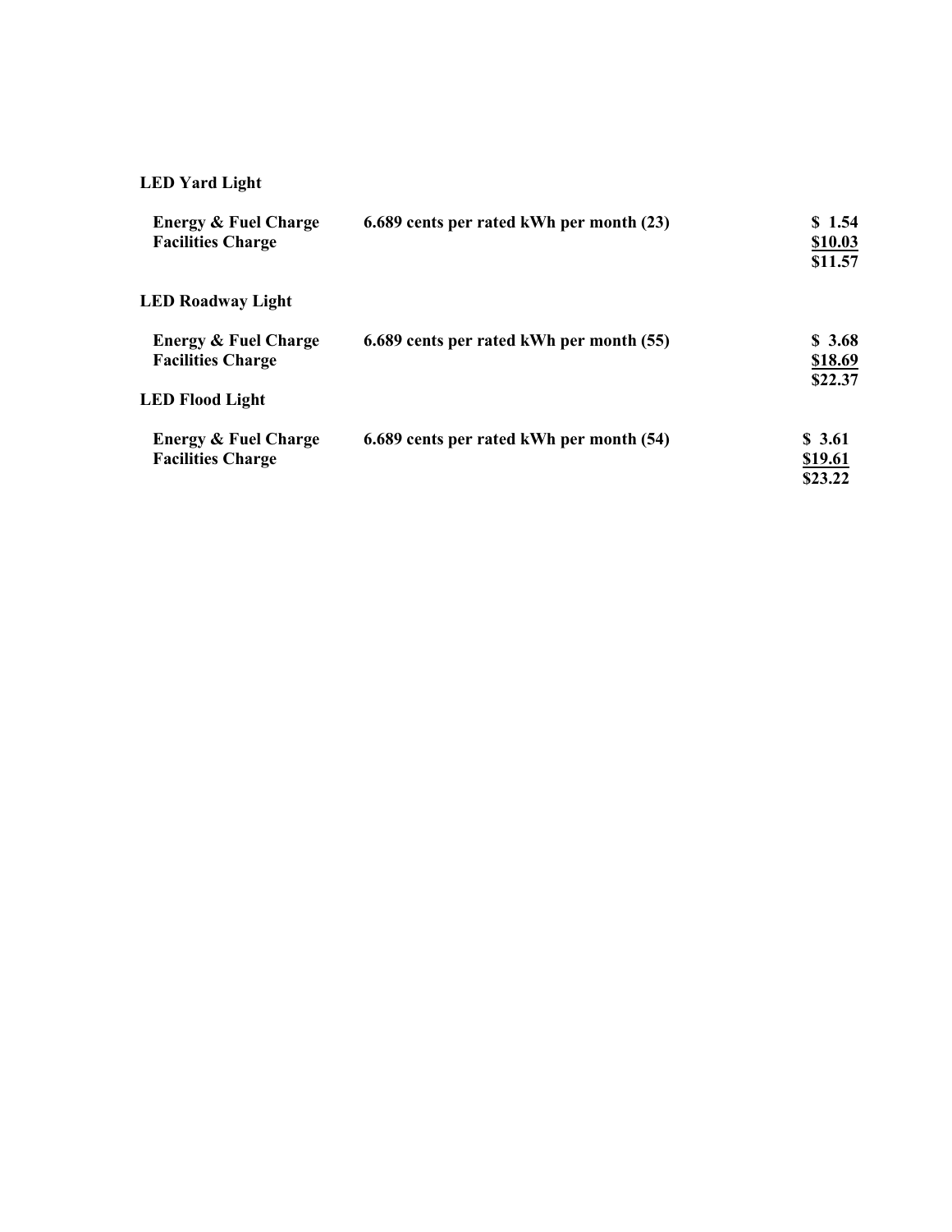**LED Yard Light**

| | | |
|---|---|---|
| **Energy & Fuel Charge** | **6.689 cents per rated kWh per month (23)** | **$ 1.54** |
| **Facilities Charge** | | **$10.03** |
| | | **$11.57** |

**LED Roadway Light**

| | | |
|---|---|---|
| **Energy & Fuel Charge** | **6.689 cents per rated kWh per month (55)** | **$ 3.68** |
| **Facilities Charge** | | **$18.69** |
| | | **$22.37** |

**LED Flood Light**

| | | |
|---|---|---|
| **Energy & Fuel Charge** | **6.689 cents per rated kWh per month (54)** | **$ 3.61** |
| **Facilities Charge** | | **$19.61** |
| | | **$23.22** |